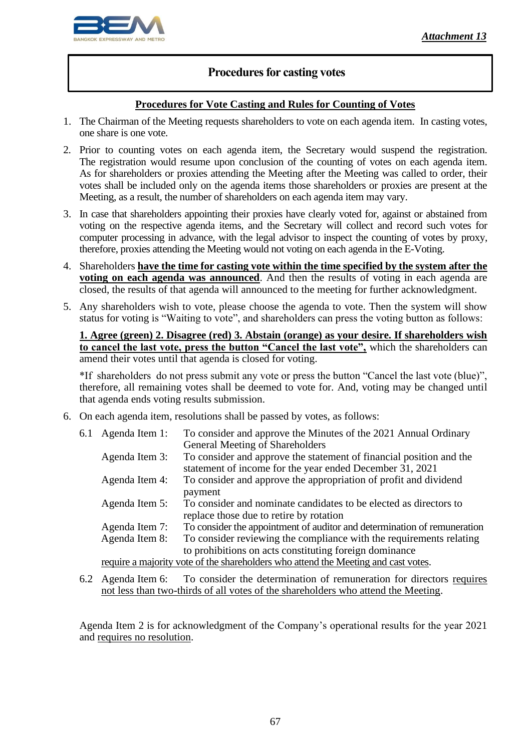*Attachment 13*

## Procedures for casting votes

**Procedures for Vote Casting and Rules for Counting of Votes**

1. The Chairman of the Meeting requests shareholders to vote on each agenda item. In casting votes, one share is one vote.
2. Prior to counting votes on each agenda item, the Secretary would suspend the registration. The registration would resume upon conclusion of the counting of votes on each agenda item. As for shareholders or proxies attending the Meeting after the Meeting was called to order, their votes shall be included only on the agenda items those shareholders or proxies are present at the Meeting, as a result, the number of shareholders on each agenda item may vary.
3. In case that shareholders appointing their proxies have clearly voted for, against or abstained from voting on the respective agenda items, and the Secretary will collect and record such votes for computer processing in advance, with the legal advisor to inspect the counting of votes by proxy, therefore, proxies attending the Meeting would not voting on each agenda in the E-Voting.
4. Shareholders **have the time for casting vote within the time specified by the system after the voting on each agenda was announced**. And then the results of voting in each agenda are closed, the results of that agenda will announced to the meeting for further acknowledgment.
5. Any shareholders wish to vote, please choose the agenda to vote. Then the system will show status for voting is "Waiting to vote", and shareholders can press the voting button as follows:

   **1. Agree (green) 2. Disagree (red) 3. Abstain (orange) as your desire. If shareholders wish to cancel the last vote, press the button "Cancel the last vote",** which the shareholders can amend their votes until that agenda is closed for voting.

   *If shareholders do not press submit any vote or press the button "Cancel the last vote (blue)", therefore, all remaining votes shall be deemed to vote for. And, voting may be changed until that agenda ends voting results submission.

6. On each agenda item, resolutions shall be passed by votes, as follows:

   6.1 Agenda Item 1: To consider and approve the Minutes of the 2021 Annual Ordinary General Meeting of Shareholders
   Agenda Item 3: To consider and approve the statement of financial position and the statement of income for the year ended December 31, 2021
   Agenda Item 4: To consider and approve the appropriation of profit and dividend payment
   Agenda Item 5: To consider and nominate candidates to be elected as directors to replace those due to retire by rotation
   Agenda Item 7: To consider the appointment of auditor and determination of remuneration
   Agenda Item 8: To consider reviewing the compliance with the requirements relating to prohibitions on acts constituting foreign dominance
   require a majority vote of the shareholders who attend the Meeting and cast votes.

   6.2 Agenda Item 6: To consider the determination of remuneration for directors requires not less than two-thirds of all votes of the shareholders who attend the Meeting.

   Agenda Item 2 is for acknowledgment of the Company's operational results for the year 2021 and requires no resolution.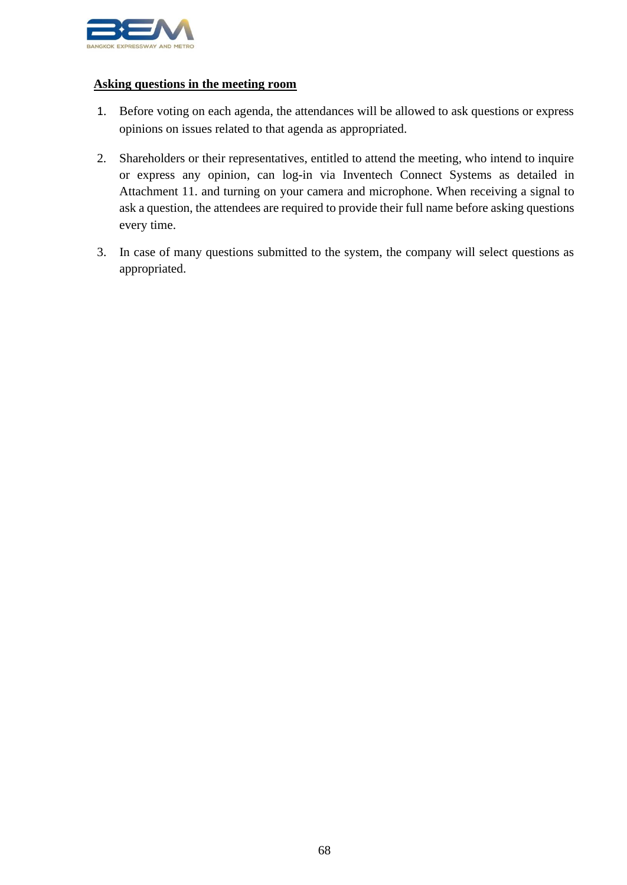**<u>Asking questions in the meeting room</u>**

1. Before voting on each agenda, the attendances will be allowed to ask questions or express opinions on issues related to that agenda as appropriated.

2. Shareholders or their representatives, entitled to attend the meeting, who intend to inquire or express any opinion, can log-in via Inventech Connect Systems as detailed in Attachment 11. and turning on your camera and microphone. When receiving a signal to ask a question, the attendees are required to provide their full name before asking questions every time.

3. In case of many questions submitted to the system, the company will select questions as appropriated.